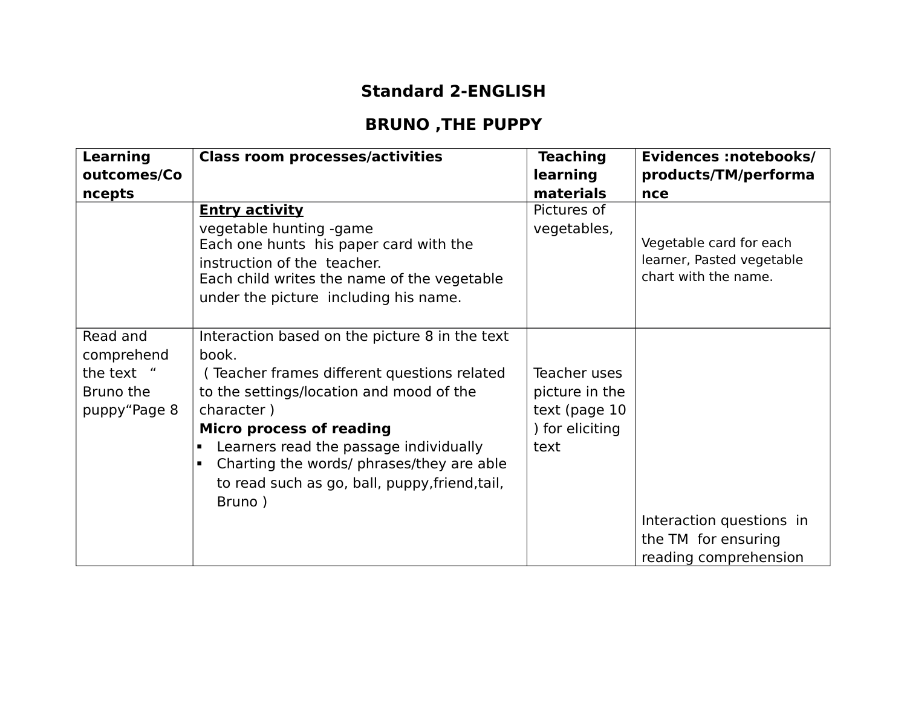# Standard 2-ENGLISH

## BRUNO ,THE PUPPY

| Learning outcomes/Concepts | Class room processes/activities | Teaching learning materials | Evidences :notebooks/ products/TM/performance |
|---|---|---|---|
| | **<u>Entry activity</u>**<br>vegetable hunting -game<br>Each one hunts his paper card with the instruction of the teacher.<br>Each child writes the name of the vegetable under the picture including his name. | Pictures of vegetables, | Vegetable card for each learner, Pasted vegetable chart with the name. |
| Read and comprehend the text " Bruno the puppy"Page 8 | Interaction based on the picture 8 in the text book.<br>( Teacher frames different questions related to the settings/location and mood of the character )<br>**Micro process of reading**<br>▪ Learners read the passage individually<br>▪ Charting the words/ phrases/they are able to read such as go, ball, puppy,friend,tail, Bruno ) | Teacher uses picture in the text (page 10 ) for eliciting text | Interaction questions in the TM for ensuring reading comprehension |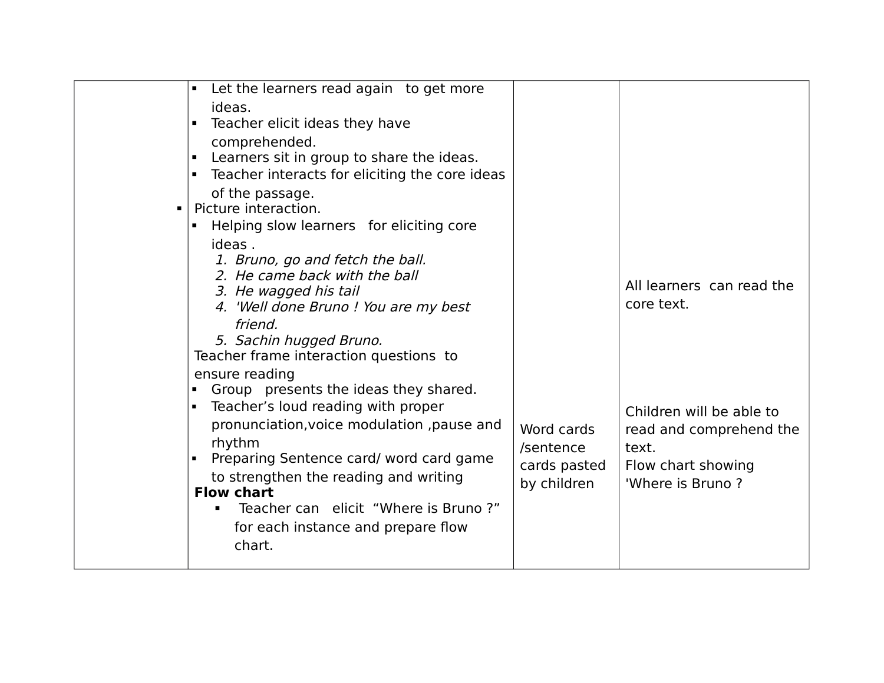|  |  |  |  |
|---|---|---|---|
|  | ▪ Let the learners read again to get more ideas.<br>▪ Teacher elicit ideas they have comprehended.<br>▪ Learners sit in group to share the ideas.<br>▪ Teacher interacts for eliciting the core ideas of the passage.<br>▪ Picture interaction.<br>▪ Helping slow learners for eliciting core ideas .<br>1. *Bruno, go and fetch the ball.*<br>2. *He came back with the ball*<br>3. *He wagged his tail*<br>4. *'Well done Bruno ! You are my best friend.*<br>5. *Sachin hugged Bruno.*<br>Teacher frame interaction questions to ensure reading<br>▪ Group presents the ideas they shared.<br>▪ Teacher's loud reading with proper pronunciation,voice modulation ,pause and rhythm<br>▪ Preparing Sentence card/ word card game to strengthen the reading and writing<br>**Flow chart**<br>▪ Teacher can elicit "Where is Bruno ?" for each instance and prepare flow chart. | Word cards /sentence cards pasted by children | All learners can read the core text.<br><br>Children will be able to read and comprehend the text.<br>Flow chart showing 'Where is Bruno ? |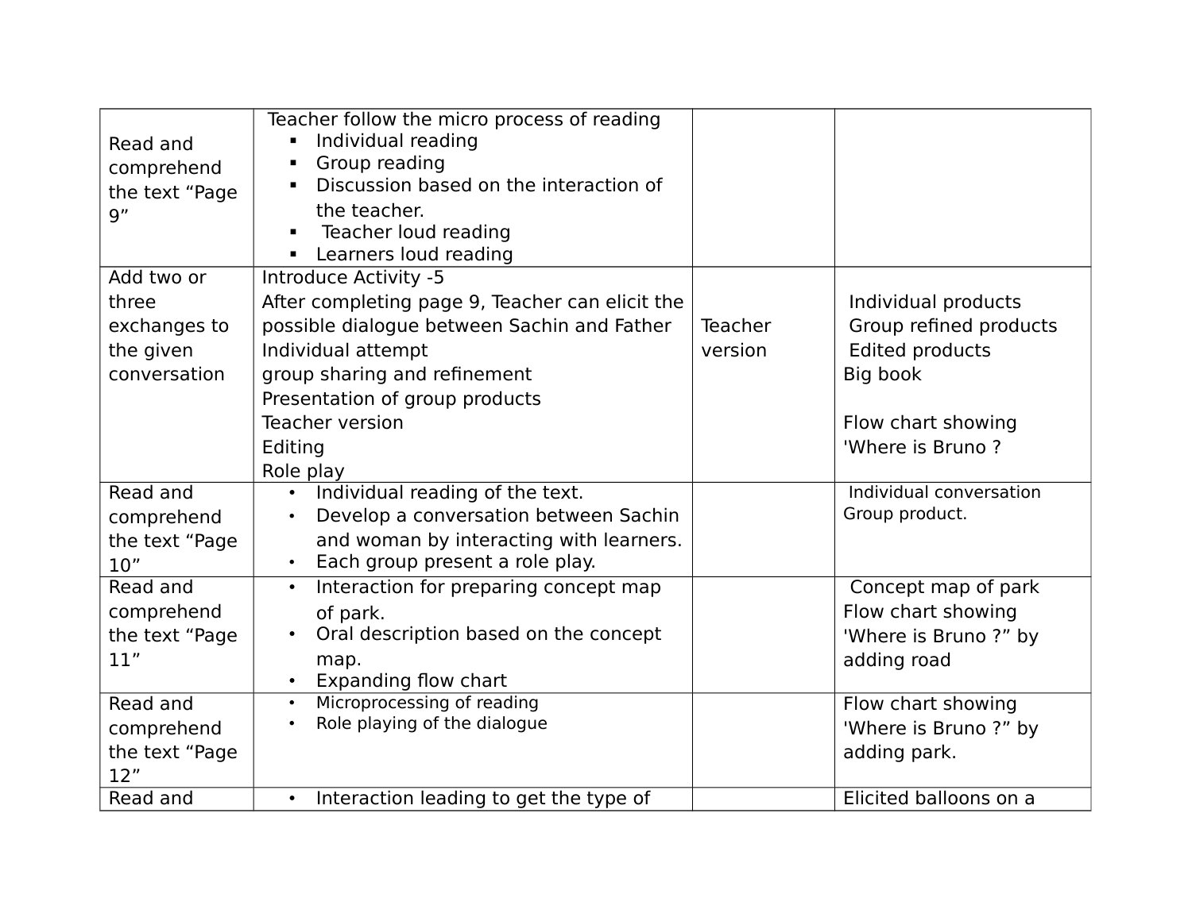| Read and comprehend the text “Page 9” | Teacher follow the micro process of reading<br>▪ Individual reading<br>▪ Group reading<br>▪ Discussion based on the interaction of the teacher.<br>▪ Teacher loud reading<br>▪ Learners loud reading | | |
|---|---|---|---|
| Add two or three exchanges to the given conversation | Introduce Activity -5<br>After completing page 9, Teacher can elicit the possible dialogue between Sachin and Father<br>Individual attempt<br>group sharing and refinement<br>Presentation of group products<br>Teacher version<br>Editing<br>Role play | Teacher version | Individual products<br>Group refined products<br>Edited products<br>Big book<br><br>Flow chart showing 'Where is Bruno ? |
| Read and comprehend the text “Page 10” | • Individual reading of the text.<br>• Develop a conversation between Sachin and woman by interacting with learners.<br>• Each group present a role play. | | Individual conversation<br>Group product. |
| Read and comprehend the text “Page 11” | • Interaction for preparing concept map of park.<br>• Oral description based on the concept map.<br>• Expanding flow chart | | Concept map of park<br>Flow chart showing 'Where is Bruno ?” by adding road |
| Read and comprehend the text “Page 12” | • Microprocessing of reading<br>• Role playing of the dialogue | | Flow chart showing 'Where is Bruno ?” by adding park. |
| Read and | • Interaction leading to get the type of | | Elicited balloons on a |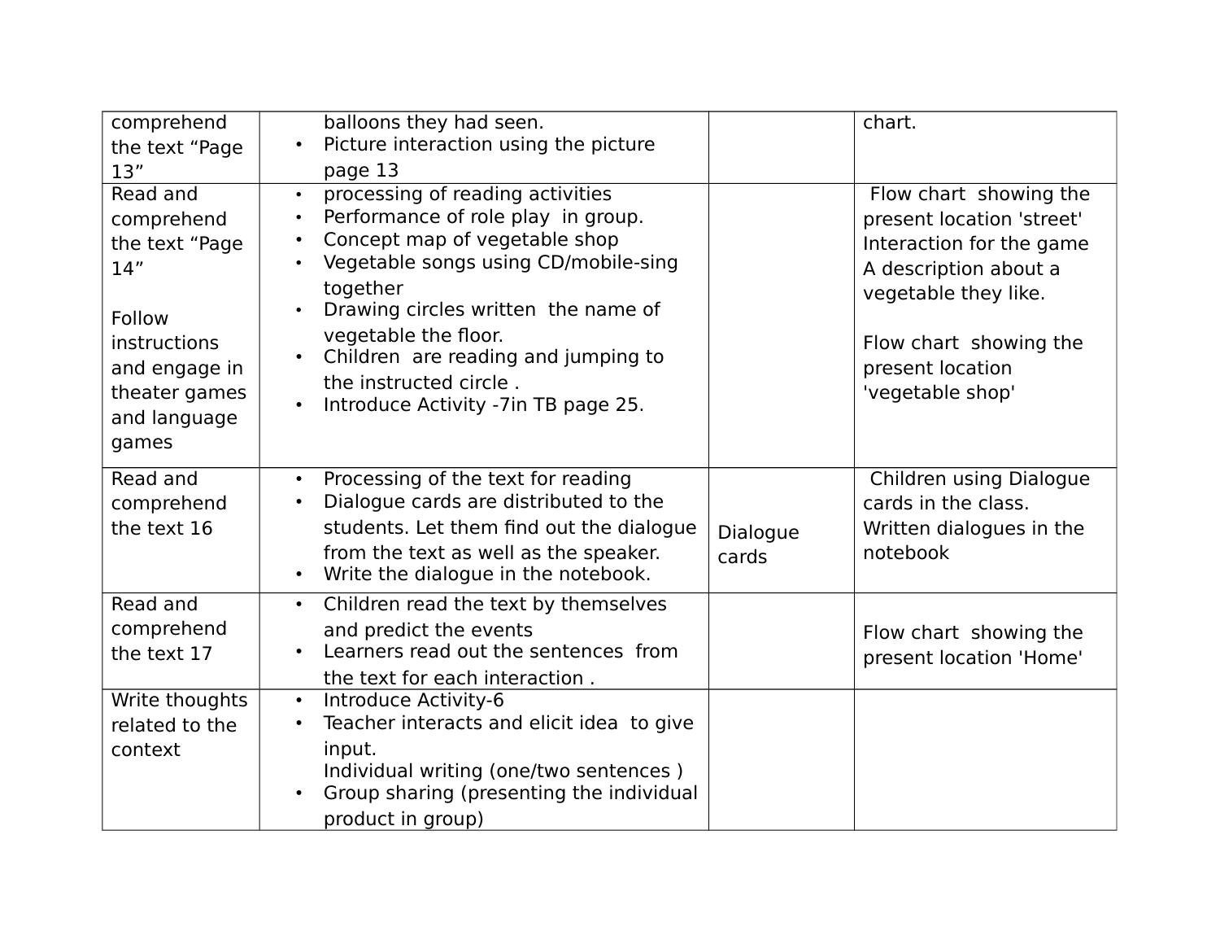| | | | |
|---|---|---|---|
| comprehend the text “Page 13” | balloons they had seen.<br>• Picture interaction using the picture page 13 | | chart. |
| Read and comprehend the text “Page 14”<br><br>Follow instructions and engage in theater games and language games | • processing of reading activities<br>• Performance of role play in group.<br>• Concept map of vegetable shop<br>• Vegetable songs using CD/mobile-sing together<br>• Drawing circles written the name of vegetable the floor.<br>• Children are reading and jumping to the instructed circle .<br>• Introduce Activity -7in TB page 25. | | Flow chart showing the present location 'street'<br>Interaction for the game<br>A description about a vegetable they like.<br><br>Flow chart showing the present location 'vegetable shop' |
| Read and comprehend the text 16 | • Processing of the text for reading<br>• Dialogue cards are distributed to the students. Let them find out the dialogue from the text as well as the speaker.<br>• Write the dialogue in the notebook. | Dialogue cards | Children using Dialogue cards in the class.<br>Written dialogues in the notebook |
| Read and comprehend the text 17 | • Children read the text by themselves and predict the events<br>• Learners read out the sentences from the text for each interaction . | | Flow chart showing the present location 'Home' |
| Write thoughts related to the context | • Introduce Activity-6<br>• Teacher interacts and elicit idea to give input.<br>Individual writing (one/two sentences )<br>• Group sharing (presenting the individual product in group) | | |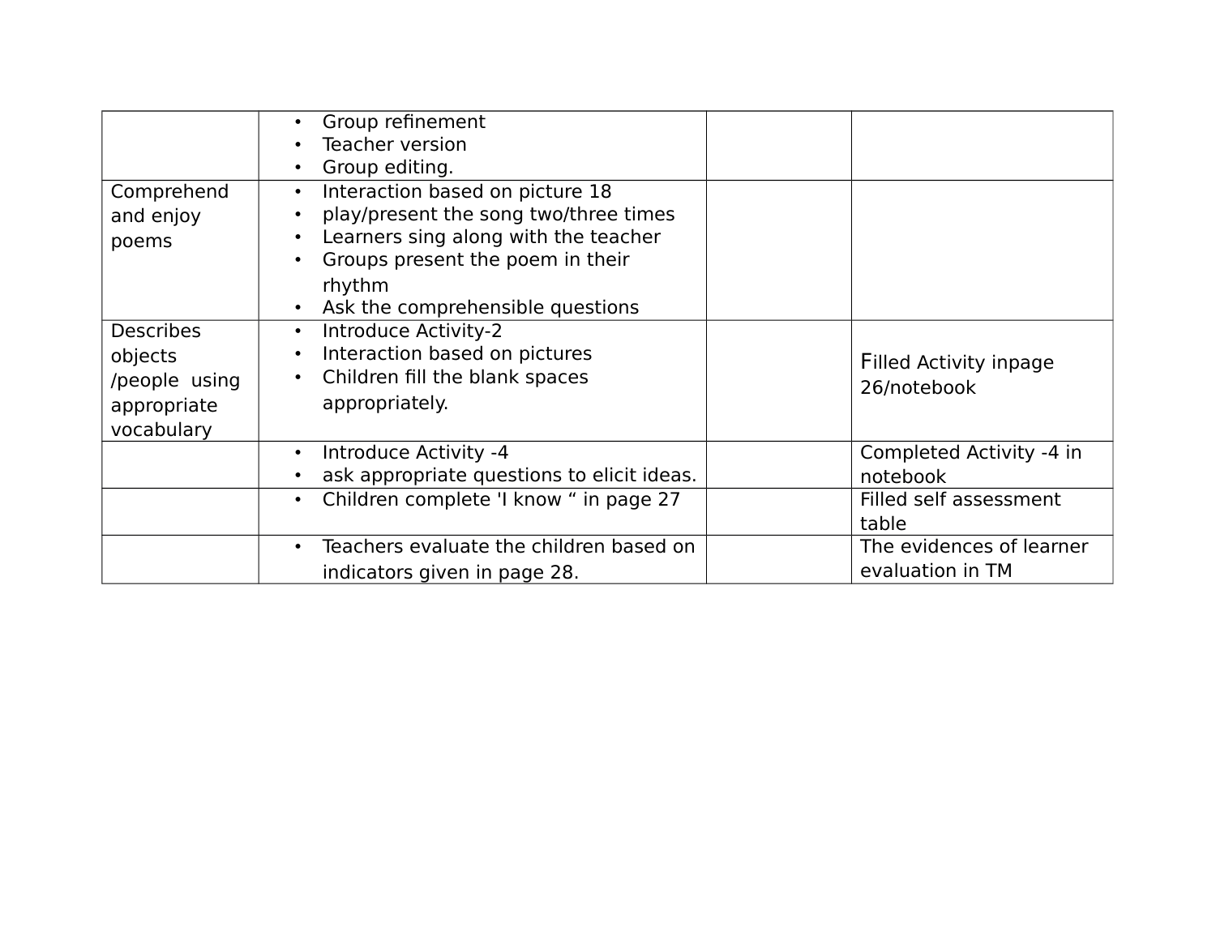| | | | |
|---|---|---|---|
| | • Group refinement<br>• Teacher version<br>• Group editing. | | |
| Comprehend and enjoy poems | • Interaction based on picture 18<br>• play/present the song two/three times<br>• Learners sing along with the teacher<br>• Groups present the poem in their rhythm<br>• Ask the comprehensible questions | | |
| Describes objects /people using appropriate vocabulary | • Introduce Activity-2<br>• Interaction based on pictures<br>• Children fill the blank spaces appropriately. | | Filled Activity inpage 26/notebook |
| | • Introduce Activity -4<br>• ask appropriate questions to elicit ideas. | | Completed Activity -4 in notebook |
| | • Children complete 'I know " in page 27 | | Filled self assessment table |
| | • Teachers evaluate the children based on indicators given in page 28. | | The evidences of learner evaluation in TM |